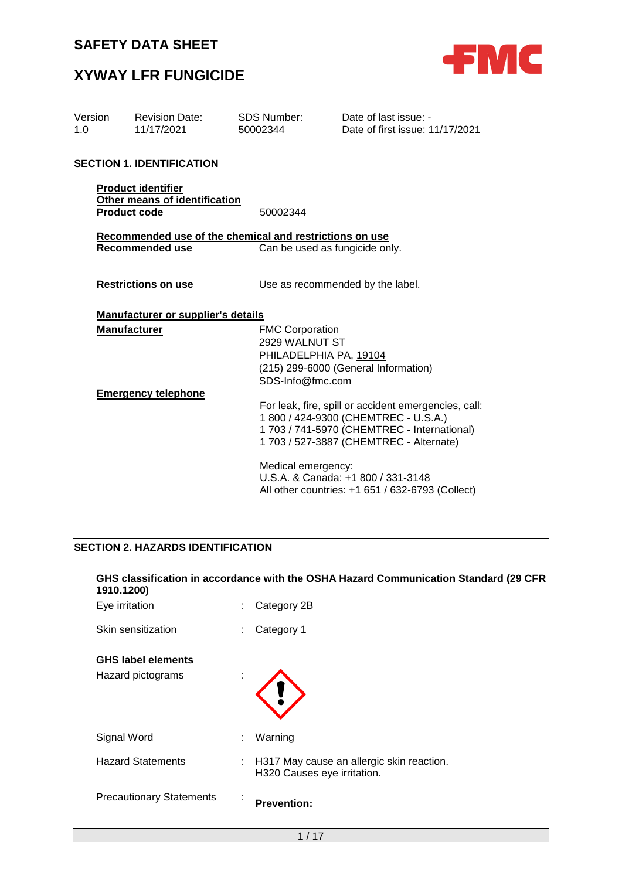# SAFETY DATA SHEET

# XYWAY LFR FUNGICIDE

| Version | Revision Date: | SDS Number: | Date of last issue: - |
|---|---|---|---|
| 1.0 | 11/17/2021 | 50002344 | Date of first issue: 11/17/2021 |

## SECTION 1. IDENTIFICATION

**Product identifier**

**Other means of identification**

**Product code** 50002344

**Recommended use of the chemical and restrictions on use**

**Recommended use** Can be used as fungicide only.

**Restrictions on use** Use as recommended by the label.

**Manufacturer or supplier's details**

**Manufacturer**
FMC Corporation
2929 WALNUT ST
PHILADELPHIA PA, 19104
(215) 299-6000 (General Information)
SDS-Info@fmc.com

**Emergency telephone**

For leak, fire, spill or accident emergencies, call:
1 800 / 424-9300 (CHEMTREC - U.S.A.)
1 703 / 741-5970 (CHEMTREC - International)
1 703 / 527-3887 (CHEMTREC - Alternate)

Medical emergency:
U.S.A. & Canada: +1 800 / 331-3148
All other countries: +1 651 / 632-6793 (Collect)

## SECTION 2. HAZARDS IDENTIFICATION

**GHS classification in accordance with the OSHA Hazard Communication Standard (29 CFR 1910.1200)**

Eye irritation : Category 2B

Skin sensitization : Category 1

**GHS label elements**

Hazard pictograms :

Signal Word : Warning

Hazard Statements : H317 May cause an allergic skin reaction.
H320 Causes eye irritation.

Precautionary Statements : **Prevention:**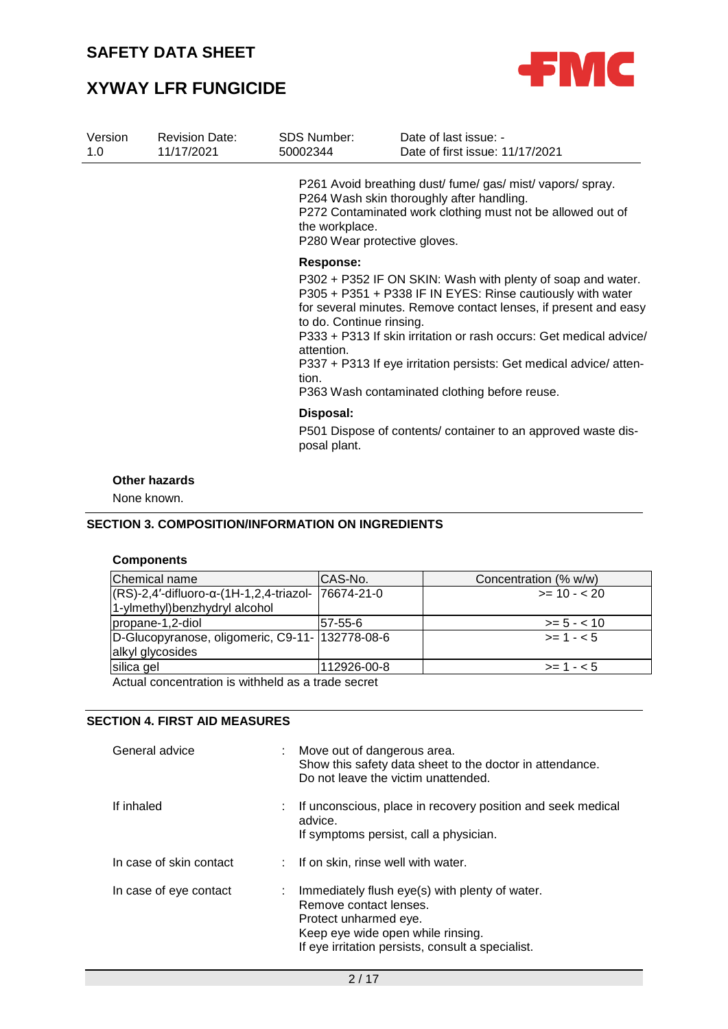P261 Avoid breathing dust/ fume/ gas/ mist/ vapors/ spray.
P264 Wash skin thoroughly after handling.
P272 Contaminated work clothing must not be allowed out of the workplace.
P280 Wear protective gloves.

**Response:**

P302 + P352 IF ON SKIN: Wash with plenty of soap and water.
P305 + P351 + P338 IF IN EYES: Rinse cautiously with water for several minutes. Remove contact lenses, if present and easy to do. Continue rinsing.
P333 + P313 If skin irritation or rash occurs: Get medical advice/ attention.
P337 + P313 If eye irritation persists: Get medical advice/ attention.
P363 Wash contaminated clothing before reuse.

**Disposal:**

P501 Dispose of contents/ container to an approved waste disposal plant.

**Other hazards**

None known.

## SECTION 3. COMPOSITION/INFORMATION ON INGREDIENTS

**Components**

| Chemical name | CAS-No. | Concentration (% w/w) |
|---|---|---|
| (RS)-2,4′-difluoro-α-(1H-1,2,4-triazol-1-ylmethyl)benzhydryl alcohol | 76674-21-0 | >= 10 - < 20 |
| propane-1,2-diol | 57-55-6 | >= 5 - < 10 |
| D-Glucopyranose, oligomeric, C9-11-alkyl glycosides | 132778-08-6 | >= 1 - < 5 |
| silica gel | 112926-00-8 | >= 1 - < 5 |

Actual concentration is withheld as a trade secret

## SECTION 4. FIRST AID MEASURES

General advice : Move out of dangerous area.
Show this safety data sheet to the doctor in attendance.
Do not leave the victim unattended.

If inhaled : If unconscious, place in recovery position and seek medical advice.
If symptoms persist, call a physician.

In case of skin contact : If on skin, rinse well with water.

In case of eye contact : Immediately flush eye(s) with plenty of water.
Remove contact lenses.
Protect unharmed eye.
Keep eye wide open while rinsing.
If eye irritation persists, consult a specialist.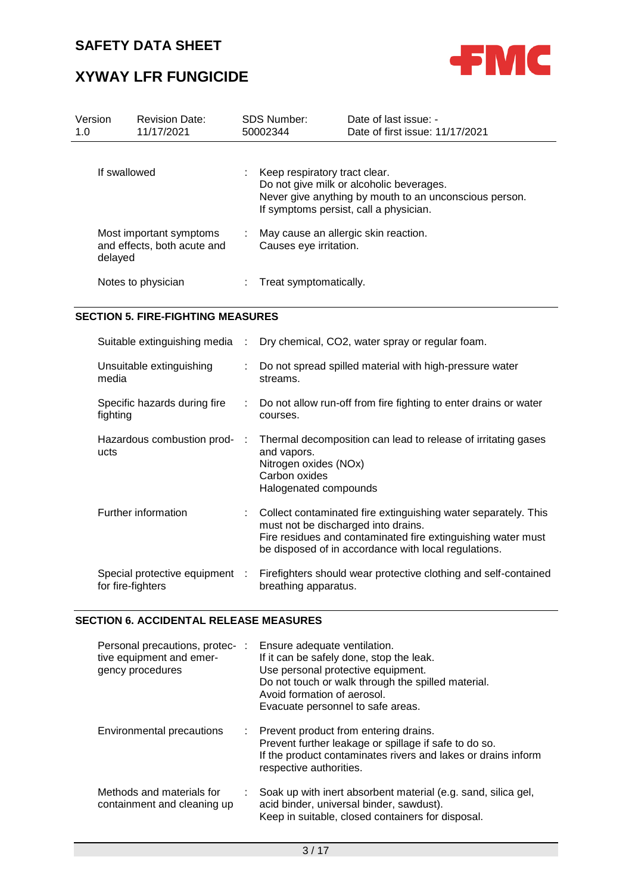| | | |
|---|---|---|
| If swallowed | : | Keep respiratory tract clear.<br>Do not give milk or alcoholic beverages.<br>Never give anything by mouth to an unconscious person.<br>If symptoms persist, call a physician. |
| Most important symptoms and effects, both acute and delayed | : | May cause an allergic skin reaction.<br>Causes eye irritation. |
| Notes to physician | : | Treat symptomatically. |

## SECTION 5. FIRE-FIGHTING MEASURES

| | | |
|---|---|---|
| Suitable extinguishing media | : | Dry chemical, CO2, water spray or regular foam. |
| Unsuitable extinguishing media | : | Do not spread spilled material with high-pressure water streams. |
| Specific hazards during fire fighting | : | Do not allow run-off from fire fighting to enter drains or water courses. |
| Hazardous combustion products | : | Thermal decomposition can lead to release of irritating gases and vapors.<br>Nitrogen oxides (NOx)<br>Carbon oxides<br>Halogenated compounds |
| Further information | : | Collect contaminated fire extinguishing water separately. This must not be discharged into drains.<br>Fire residues and contaminated fire extinguishing water must be disposed of in accordance with local regulations. |
| Special protective equipment for fire-fighters | : | Firefighters should wear protective clothing and self-contained breathing apparatus. |

## SECTION 6. ACCIDENTAL RELEASE MEASURES

| | | |
|---|---|---|
| Personal precautions, protective equipment and emergency procedures | : | Ensure adequate ventilation.<br>If it can be safely done, stop the leak.<br>Use personal protective equipment.<br>Do not touch or walk through the spilled material.<br>Avoid formation of aerosol.<br>Evacuate personnel to safe areas. |
| Environmental precautions | : | Prevent product from entering drains.<br>Prevent further leakage or spillage if safe to do so.<br>If the product contaminates rivers and lakes or drains inform respective authorities. |
| Methods and materials for containment and cleaning up | : | Soak up with inert absorbent material (e.g. sand, silica gel, acid binder, universal binder, sawdust).<br>Keep in suitable, closed containers for disposal. |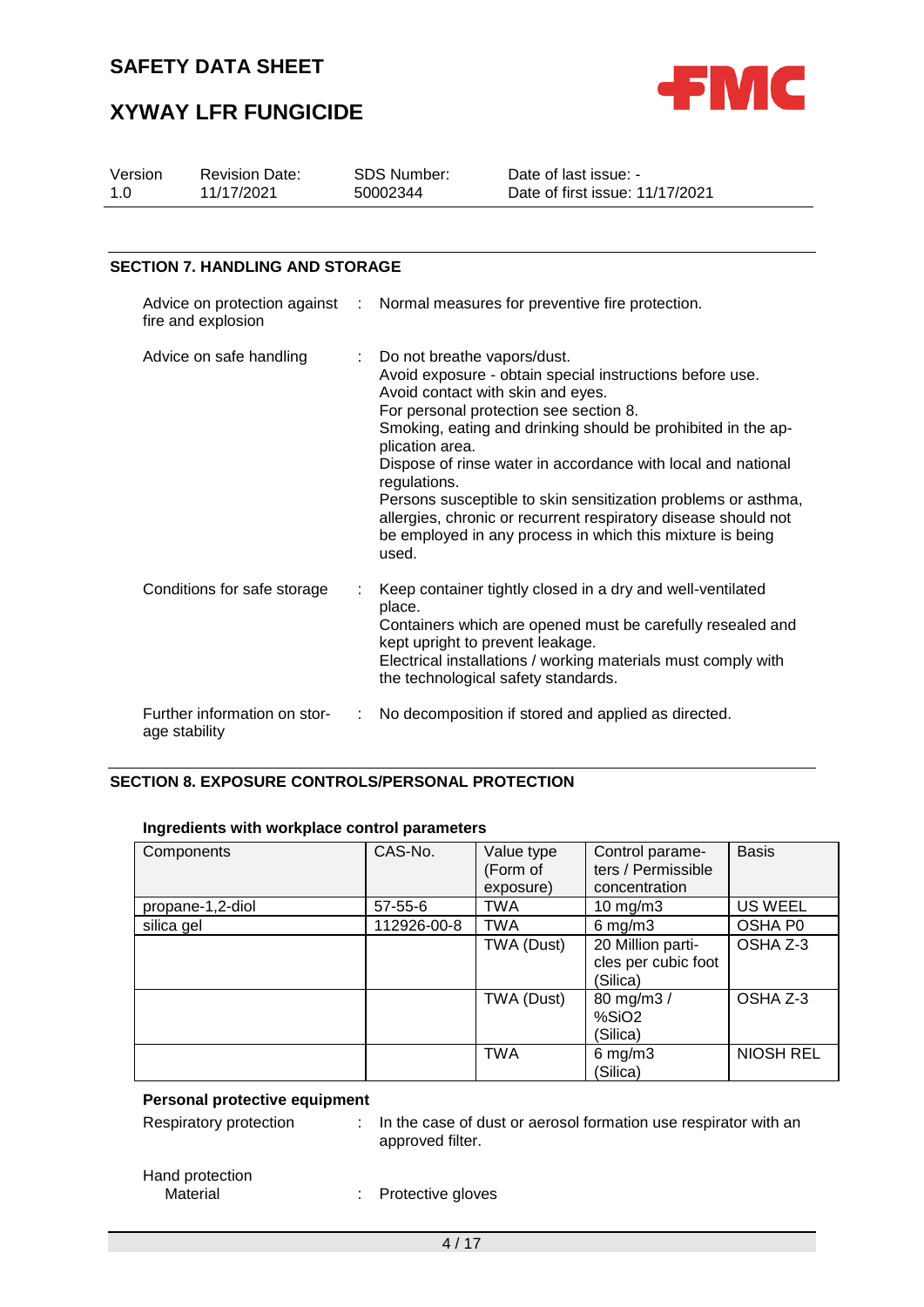## SECTION 7. HANDLING AND STORAGE

Advice on protection against fire and explosion : Normal measures for preventive fire protection.

Advice on safe handling : Do not breathe vapors/dust.
Avoid exposure - obtain special instructions before use.
Avoid contact with skin and eyes.
For personal protection see section 8.
Smoking, eating and drinking should be prohibited in the application area.
Dispose of rinse water in accordance with local and national regulations.
Persons susceptible to skin sensitization problems or asthma, allergies, chronic or recurrent respiratory disease should not be employed in any process in which this mixture is being used.

Conditions for safe storage : Keep container tightly closed in a dry and well-ventilated place.
Containers which are opened must be carefully resealed and kept upright to prevent leakage.
Electrical installations / working materials must comply with the technological safety standards.

Further information on storage stability : No decomposition if stored and applied as directed.

## SECTION 8. EXPOSURE CONTROLS/PERSONAL PROTECTION

**Ingredients with workplace control parameters**

| Components | CAS-No. | Value type (Form of exposure) | Control parameters / Permissible concentration | Basis |
|---|---|---|---|---|
| propane-1,2-diol | 57-55-6 | TWA | 10 mg/m3 | US WEEL |
| silica gel | 112926-00-8 | TWA | 6 mg/m3 | OSHA P0 |
| | | TWA (Dust) | 20 Million particles per cubic foot (Silica) | OSHA Z-3 |
| | | TWA (Dust) | 80 mg/m3 / %SiO2 (Silica) | OSHA Z-3 |
| | | TWA | 6 mg/m3 (Silica) | NIOSH REL |

**Personal protective equipment**

Respiratory protection : In the case of dust or aerosol formation use respirator with an approved filter.

Hand protection
Material : Protective gloves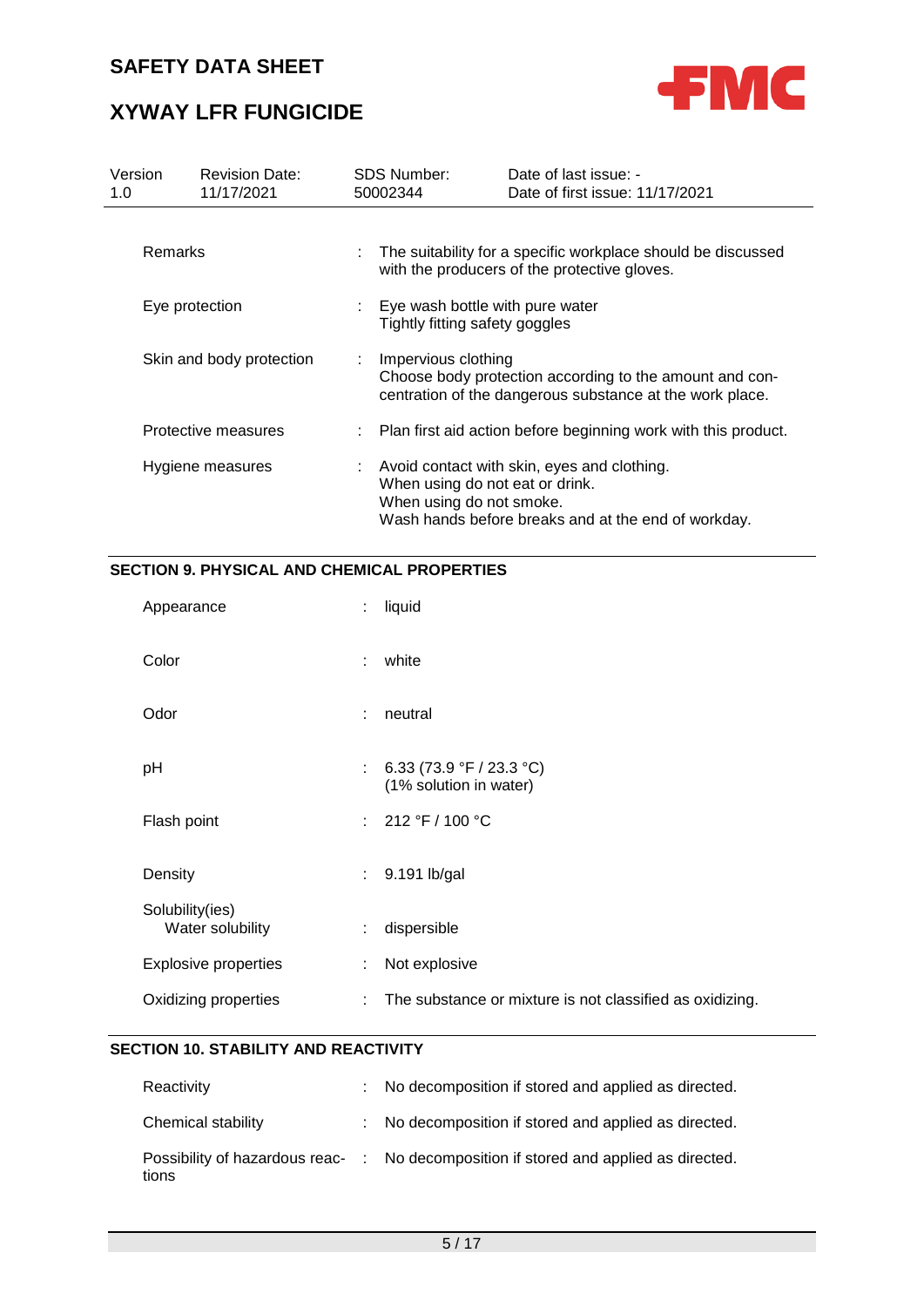| | | | |
|---|---|---|---|
| Version 1.0 | Revision Date: 11/17/2021 | SDS Number: 50002344 | Date of last issue: - Date of first issue: 11/17/2021 |

| | |
|---|---|
| Remarks | : The suitability for a specific workplace should be discussed with the producers of the protective gloves. |
| Eye protection | : Eye wash bottle with pure water<br>Tightly fitting safety goggles |
| Skin and body protection | : Impervious clothing<br>Choose body protection according to the amount and concentration of the dangerous substance at the work place. |
| Protective measures | : Plan first aid action before beginning work with this product. |
| Hygiene measures | : Avoid contact with skin, eyes and clothing.<br>When using do not eat or drink.<br>When using do not smoke.<br>Wash hands before breaks and at the end of workday. |

## SECTION 9. PHYSICAL AND CHEMICAL PROPERTIES

| | |
|---|---|
| Appearance | : liquid |
| Color | : white |
| Odor | : neutral |
| pH | : 6.33 (73.9 °F / 23.3 °C)<br>(1% solution in water) |
| Flash point | : 212 °F / 100 °C |
| Density | : 9.191 lb/gal |
| Solubility(ies)<br>Water solubility | : dispersible |
| Explosive properties | : Not explosive |
| Oxidizing properties | : The substance or mixture is not classified as oxidizing. |

## SECTION 10. STABILITY AND REACTIVITY

| | |
|---|---|
| Reactivity | : No decomposition if stored and applied as directed. |
| Chemical stability | : No decomposition if stored and applied as directed. |
| Possibility of hazardous reactions | : No decomposition if stored and applied as directed. |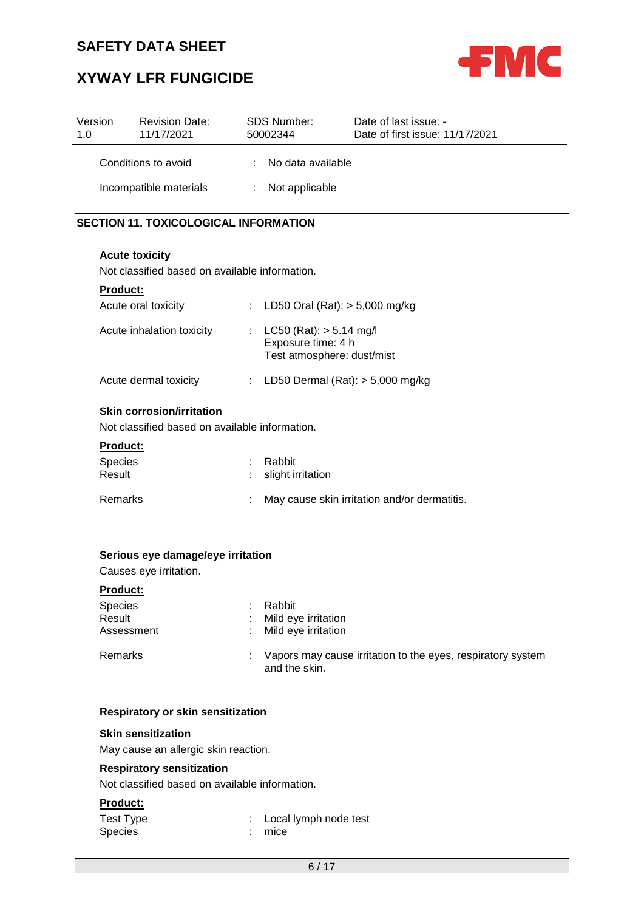| | | |
|---|---|---|
| Conditions to avoid | : | No data available |
| Incompatible materials | : | Not applicable |

## SECTION 11. TOXICOLOGICAL INFORMATION

### Acute toxicity

Not classified based on available information.

**Product:**

| | | |
|---|---|---|
| Acute oral toxicity | : | LD50 Oral (Rat): > 5,000 mg/kg |
| Acute inhalation toxicity | : | LC50 (Rat): > 5.14 mg/l<br>Exposure time: 4 h<br>Test atmosphere: dust/mist |
| Acute dermal toxicity | : | LD50 Dermal (Rat): > 5,000 mg/kg |

### Skin corrosion/irritation

Not classified based on available information.

**Product:**

| | | |
|---|---|---|
| Species | : | Rabbit |
| Result | : | slight irritation |
| Remarks | : | May cause skin irritation and/or dermatitis. |

### Serious eye damage/eye irritation

Causes eye irritation.

**Product:**

| | | |
|---|---|---|
| Species | : | Rabbit |
| Result | : | Mild eye irritation |
| Assessment | : | Mild eye irritation |
| Remarks | : | Vapors may cause irritation to the eyes, respiratory system and the skin. |

### Respiratory or skin sensitization

**Skin sensitization**

May cause an allergic skin reaction.

**Respiratory sensitization**

Not classified based on available information.

**Product:**

| | | |
|---|---|---|
| Test Type | : | Local lymph node test |
| Species | : | mice |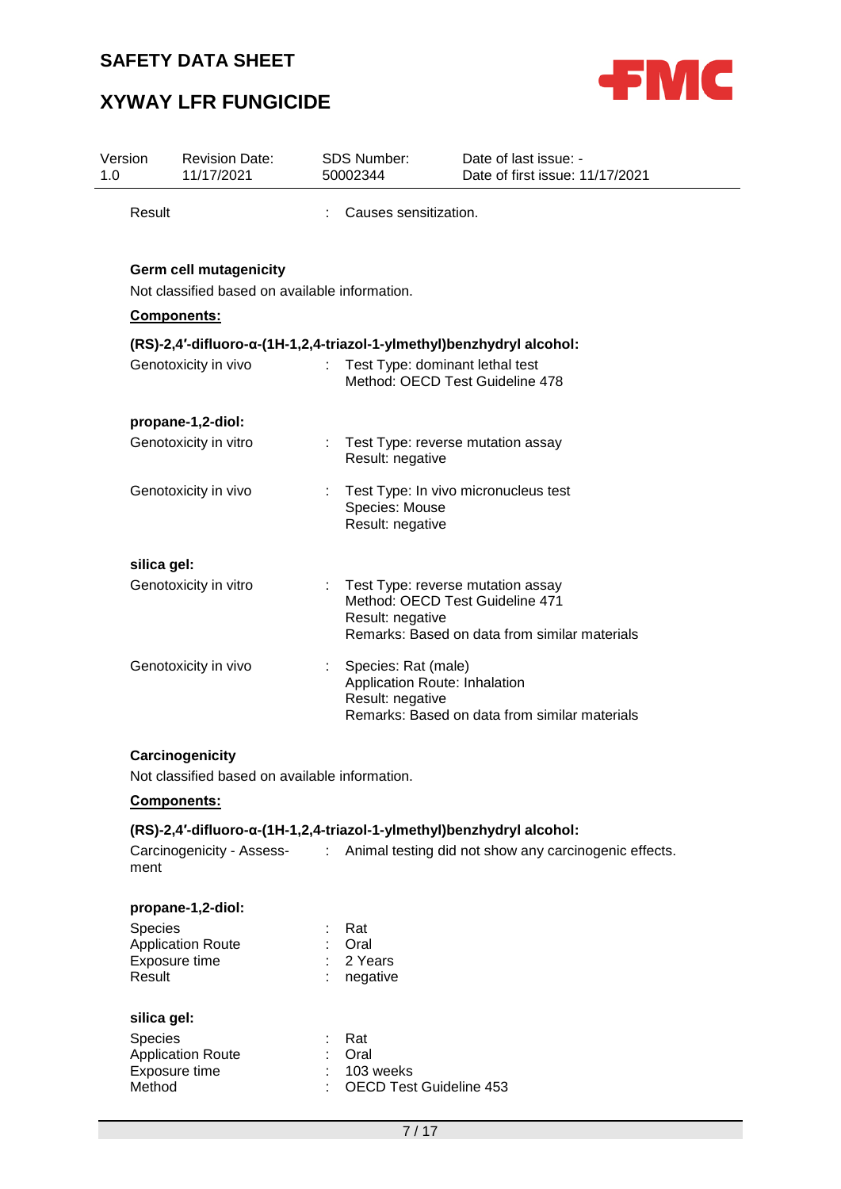Result : Causes sensitization.

**Germ cell mutagenicity**

Not classified based on available information.

**Components:**

**(RS)-2,4′-difluoro-α-(1H-1,2,4-triazol-1-ylmethyl)benzhydryl alcohol:**

Genotoxicity in vivo : Test Type: dominant lethal test
Method: OECD Test Guideline 478

**propane-1,2-diol:**

Genotoxicity in vitro : Test Type: reverse mutation assay
Result: negative

Genotoxicity in vivo : Test Type: In vivo micronucleus test
Species: Mouse
Result: negative

**silica gel:**

Genotoxicity in vitro : Test Type: reverse mutation assay
Method: OECD Test Guideline 471
Result: negative
Remarks: Based on data from similar materials

Genotoxicity in vivo : Species: Rat (male)
Application Route: Inhalation
Result: negative
Remarks: Based on data from similar materials

**Carcinogenicity**

Not classified based on available information.

**Components:**

**(RS)-2,4′-difluoro-α-(1H-1,2,4-triazol-1-ylmethyl)benzhydryl alcohol:**

Carcinogenicity - Assessment : Animal testing did not show any carcinogenic effects.

**propane-1,2-diol:**

Species : Rat
Application Route : Oral
Exposure time : 2 Years
Result : negative

**silica gel:**

Species : Rat
Application Route : Oral
Exposure time : 103 weeks
Method : OECD Test Guideline 453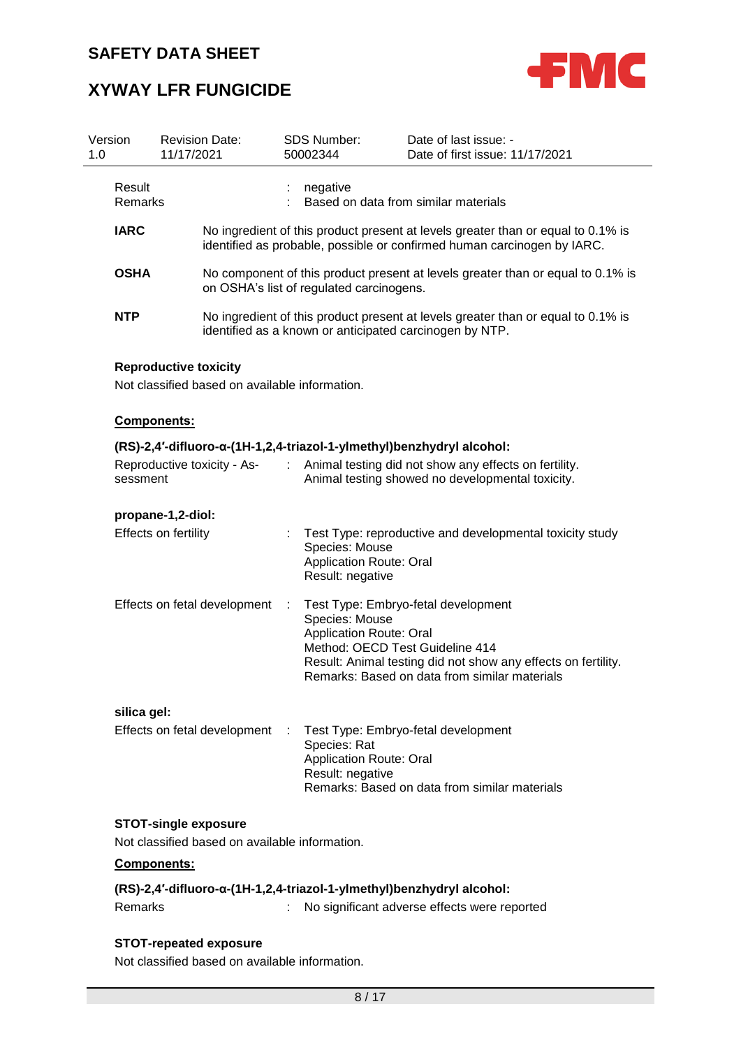| | | |
|---|---|---|
| Result | : | negative |
| Remarks | : | Based on data from similar materials |

**IARC** No ingredient of this product present at levels greater than or equal to 0.1% is identified as probable, possible or confirmed human carcinogen by IARC.

**OSHA** No component of this product present at levels greater than or equal to 0.1% is on OSHA's list of regulated carcinogens.

**NTP** No ingredient of this product present at levels greater than or equal to 0.1% is identified as a known or anticipated carcinogen by NTP.

**Reproductive toxicity**

Not classified based on available information.

**Components:**

**(RS)-2,4′-difluoro-α-(1H-1,2,4-triazol-1-ylmethyl)benzhydryl alcohol:**

| | | |
|---|---|---|
| Reproductive toxicity - Assessment | : | Animal testing did not show any effects on fertility.<br>Animal testing showed no developmental toxicity. |

**propane-1,2-diol:**

| | | |
|---|---|---|
| Effects on fertility | : | Test Type: reproductive and developmental toxicity study<br>Species: Mouse<br>Application Route: Oral<br>Result: negative |
| Effects on fetal development | : | Test Type: Embryo-fetal development<br>Species: Mouse<br>Application Route: Oral<br>Method: OECD Test Guideline 414<br>Result: Animal testing did not show any effects on fertility.<br>Remarks: Based on data from similar materials |

**silica gel:**

| | | |
|---|---|---|
| Effects on fetal development | : | Test Type: Embryo-fetal development<br>Species: Rat<br>Application Route: Oral<br>Result: negative<br>Remarks: Based on data from similar materials |

**STOT-single exposure**

Not classified based on available information.

**Components:**

**(RS)-2,4′-difluoro-α-(1H-1,2,4-triazol-1-ylmethyl)benzhydryl alcohol:**

| | | |
|---|---|---|
| Remarks | : | No significant adverse effects were reported |

**STOT-repeated exposure**

Not classified based on available information.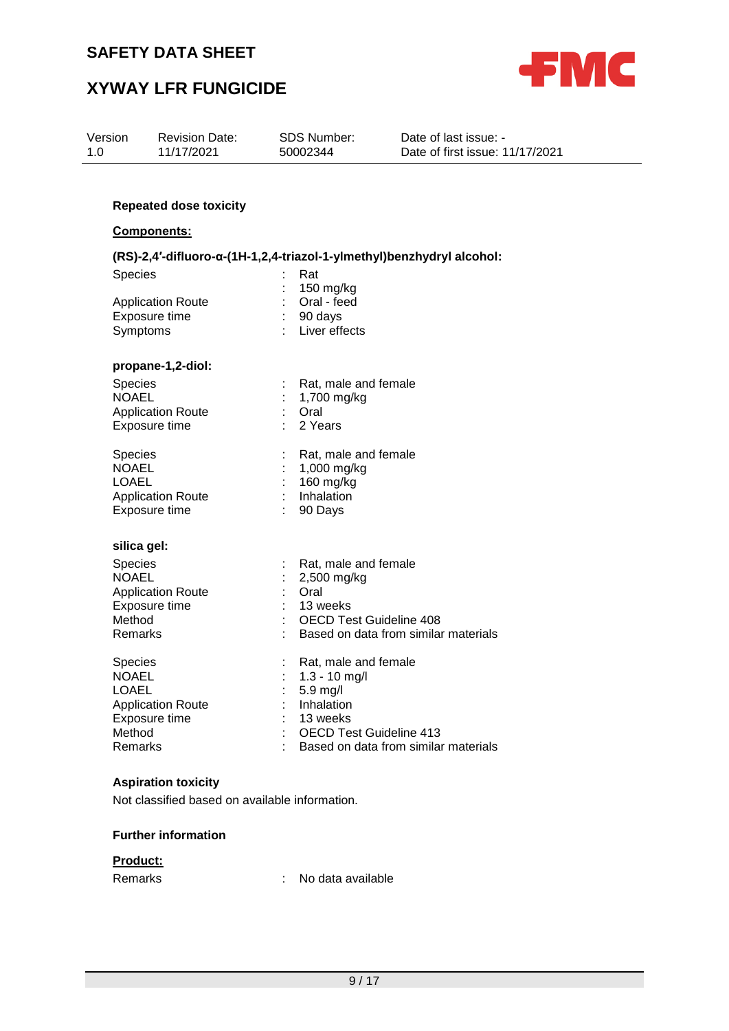### Repeated dose toxicity

**Components:**

**(RS)-2,4′-difluoro-α-(1H-1,2,4-triazol-1-ylmethyl)benzhydryl alcohol:**

| | | |
|---|---|---|
| Species | : | Rat |
| | : | 150 mg/kg |
| Application Route | : | Oral - feed |
| Exposure time | : | 90 days |
| Symptoms | : | Liver effects |

**propane-1,2-diol:**

| | | |
|---|---|---|
| Species | : | Rat, male and female |
| NOAEL | : | 1,700 mg/kg |
| Application Route | : | Oral |
| Exposure time | : | 2 Years |

| | | |
|---|---|---|
| Species | : | Rat, male and female |
| NOAEL | : | 1,000 mg/kg |
| LOAEL | : | 160 mg/kg |
| Application Route | : | Inhalation |
| Exposure time | : | 90 Days |

**silica gel:**

| | | |
|---|---|---|
| Species | : | Rat, male and female |
| NOAEL | : | 2,500 mg/kg |
| Application Route | : | Oral |
| Exposure time | : | 13 weeks |
| Method | : | OECD Test Guideline 408 |
| Remarks | : | Based on data from similar materials |

| | | |
|---|---|---|
| Species | : | Rat, male and female |
| NOAEL | : | 1.3 - 10 mg/l |
| LOAEL | : | 5.9 mg/l |
| Application Route | : | Inhalation |
| Exposure time | : | 13 weeks |
| Method | : | OECD Test Guideline 413 |
| Remarks | : | Based on data from similar materials |

### Aspiration toxicity

Not classified based on available information.

### Further information

**Product:**

| | | |
|---|---|---|
| Remarks | : | No data available |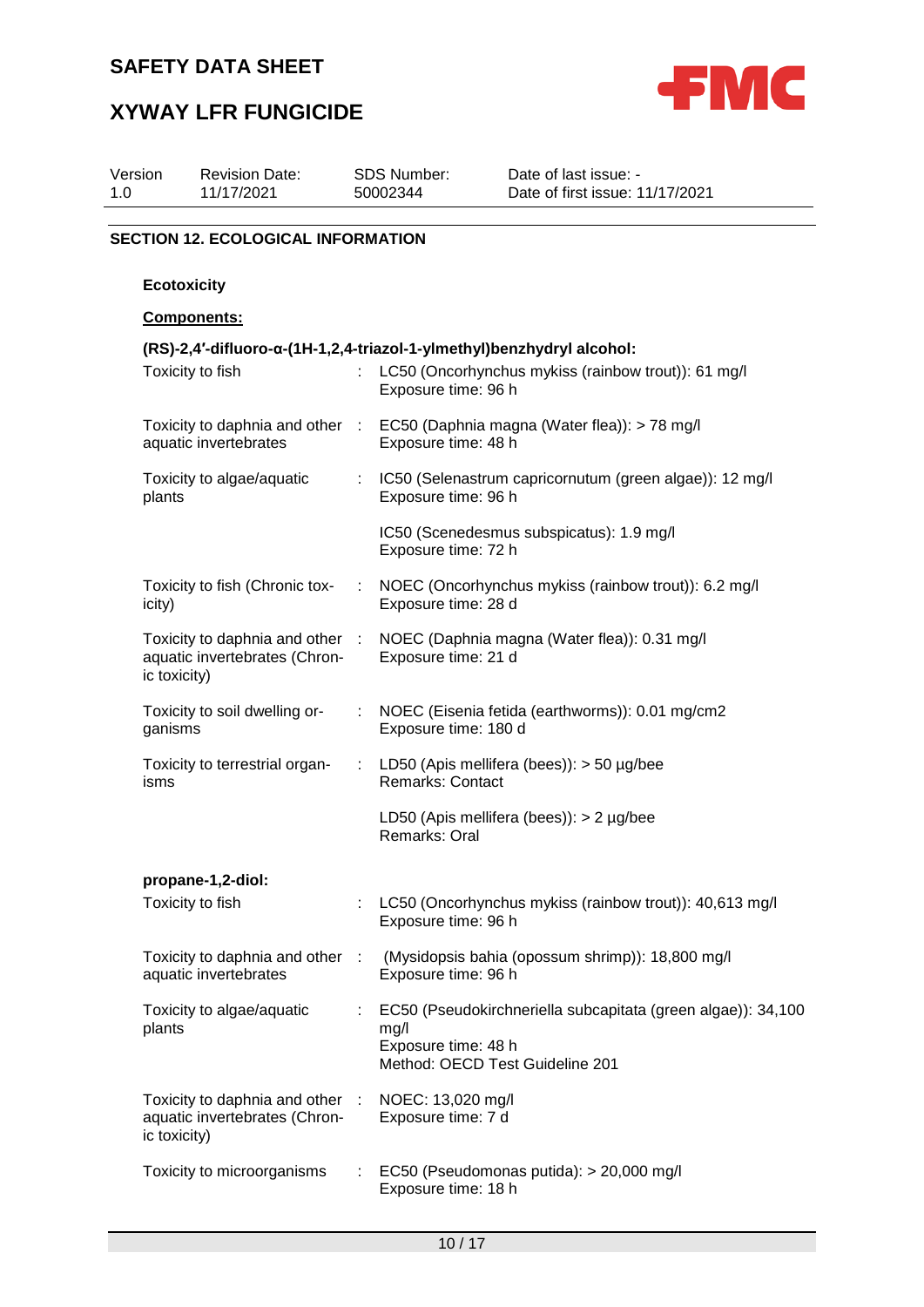## SECTION 12. ECOLOGICAL INFORMATION

### Ecotoxicity

**Components:**

**(RS)-2,4′-difluoro-α-(1H-1,2,4-triazol-1-ylmethyl)benzhydryl alcohol:**

| | | |
|---|---|---|
| Toxicity to fish | : | LC50 (Oncorhynchus mykiss (rainbow trout)): 61 mg/l<br>Exposure time: 96 h |
| Toxicity to daphnia and other aquatic invertebrates | : | EC50 (Daphnia magna (Water flea)): > 78 mg/l<br>Exposure time: 48 h |
| Toxicity to algae/aquatic plants | : | IC50 (Selenastrum capricornutum (green algae)): 12 mg/l<br>Exposure time: 96 h |
| | | IC50 (Scenedesmus subspicatus): 1.9 mg/l<br>Exposure time: 72 h |
| Toxicity to fish (Chronic toxicity) | : | NOEC (Oncorhynchus mykiss (rainbow trout)): 6.2 mg/l<br>Exposure time: 28 d |
| Toxicity to daphnia and other aquatic invertebrates (Chronic toxicity) | : | NOEC (Daphnia magna (Water flea)): 0.31 mg/l<br>Exposure time: 21 d |
| Toxicity to soil dwelling organisms | : | NOEC (Eisenia fetida (earthworms)): 0.01 mg/cm2<br>Exposure time: 180 d |
| Toxicity to terrestrial organisms | : | LD50 (Apis mellifera (bees)): > 50 µg/bee<br>Remarks: Contact |
| | | LD50 (Apis mellifera (bees)): > 2 µg/bee<br>Remarks: Oral |

**propane-1,2-diol:**

| | | |
|---|---|---|
| Toxicity to fish | : | LC50 (Oncorhynchus mykiss (rainbow trout)): 40,613 mg/l<br>Exposure time: 96 h |
| Toxicity to daphnia and other aquatic invertebrates | : | (Mysidopsis bahia (opossum shrimp)): 18,800 mg/l<br>Exposure time: 96 h |
| Toxicity to algae/aquatic plants | : | EC50 (Pseudokirchneriella subcapitata (green algae)): 34,100 mg/l<br>Exposure time: 48 h<br>Method: OECD Test Guideline 201 |
| Toxicity to daphnia and other aquatic invertebrates (Chronic toxicity) | : | NOEC: 13,020 mg/l<br>Exposure time: 7 d |
| Toxicity to microorganisms | : | EC50 (Pseudomonas putida): > 20,000 mg/l<br>Exposure time: 18 h |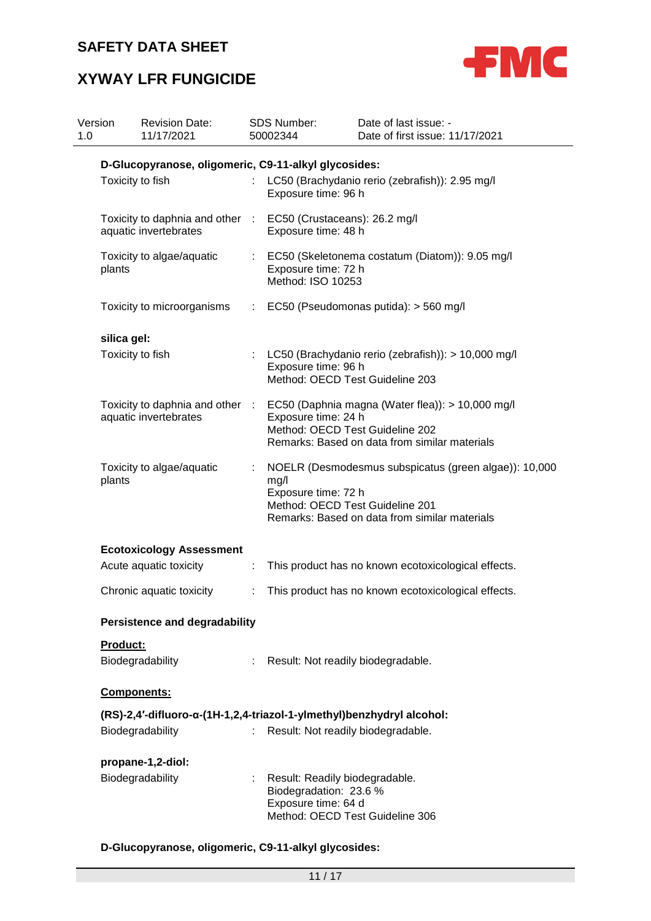**D-Glucopyranose, oligomeric, C9-11-alkyl glycosides:**

| | | |
|---|---|---|
| Toxicity to fish | : | LC50 (Brachydanio rerio (zebrafish)): 2.95 mg/l<br>Exposure time: 96 h |
| Toxicity to daphnia and other aquatic invertebrates | : | EC50 (Crustaceans): 26.2 mg/l<br>Exposure time: 48 h |
| Toxicity to algae/aquatic plants | : | EC50 (Skeletonema costatum (Diatom)): 9.05 mg/l<br>Exposure time: 72 h<br>Method: ISO 10253 |
| Toxicity to microorganisms | : | EC50 (Pseudomonas putida): > 560 mg/l |

**silica gel:**

| | | |
|---|---|---|
| Toxicity to fish | : | LC50 (Brachydanio rerio (zebrafish)): > 10,000 mg/l<br>Exposure time: 96 h<br>Method: OECD Test Guideline 203 |
| Toxicity to daphnia and other aquatic invertebrates | : | EC50 (Daphnia magna (Water flea)): > 10,000 mg/l<br>Exposure time: 24 h<br>Method: OECD Test Guideline 202<br>Remarks: Based on data from similar materials |
| Toxicity to algae/aquatic plants | : | NOELR (Desmodesmus subspicatus (green algae)): 10,000 mg/l<br>Exposure time: 72 h<br>Method: OECD Test Guideline 201<br>Remarks: Based on data from similar materials |

**Ecotoxicology Assessment**

| | | |
|---|---|---|
| Acute aquatic toxicity | : | This product has no known ecotoxicological effects. |
| Chronic aquatic toxicity | : | This product has no known ecotoxicological effects. |

**Persistence and degradability**

**Product:**

| | | |
|---|---|---|
| Biodegradability | : | Result: Not readily biodegradable. |

**Components:**

**(RS)-2,4′-difluoro-α-(1H-1,2,4-triazol-1-ylmethyl)benzhydryl alcohol:**

| | | |
|---|---|---|
| Biodegradability | : | Result: Not readily biodegradable. |

**propane-1,2-diol:**

| | | |
|---|---|---|
| Biodegradability | : | Result: Readily biodegradable.<br>Biodegradation: 23.6 %<br>Exposure time: 64 d<br>Method: OECD Test Guideline 306 |

**D-Glucopyranose, oligomeric, C9-11-alkyl glycosides:**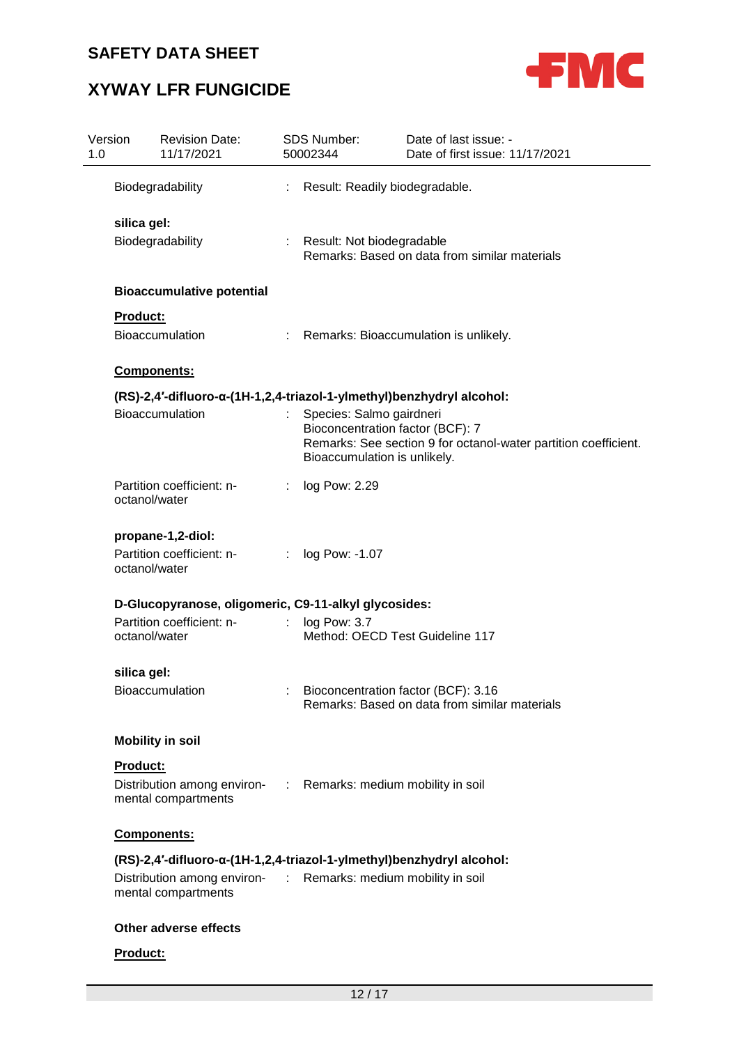Biodegradability : Result: Readily biodegradable.

**silica gel:**

Biodegradability : Result: Not biodegradable
Remarks: Based on data from similar materials

**Bioaccumulative potential**

**Product:**

Bioaccumulation : Remarks: Bioaccumulation is unlikely.

**Components:**

**(RS)-2,4′-difluoro-α-(1H-1,2,4-triazol-1-ylmethyl)benzhydryl alcohol:**

Bioaccumulation : Species: Salmo gairdneri
Bioconcentration factor (BCF): 7
Remarks: See section 9 for octanol-water partition coefficient.
Bioaccumulation is unlikely.

Partition coefficient: n-octanol/water : log Pow: 2.29

**propane-1,2-diol:**

Partition coefficient: n-octanol/water : log Pow: -1.07

**D-Glucopyranose, oligomeric, C9-11-alkyl glycosides:**

Partition coefficient: n-octanol/water : log Pow: 3.7
Method: OECD Test Guideline 117

**silica gel:**

Bioaccumulation : Bioconcentration factor (BCF): 3.16
Remarks: Based on data from similar materials

**Mobility in soil**

**Product:**

Distribution among environmental compartments : Remarks: medium mobility in soil

**Components:**

**(RS)-2,4′-difluoro-α-(1H-1,2,4-triazol-1-ylmethyl)benzhydryl alcohol:**

Distribution among environmental compartments : Remarks: medium mobility in soil

**Other adverse effects**

**Product:**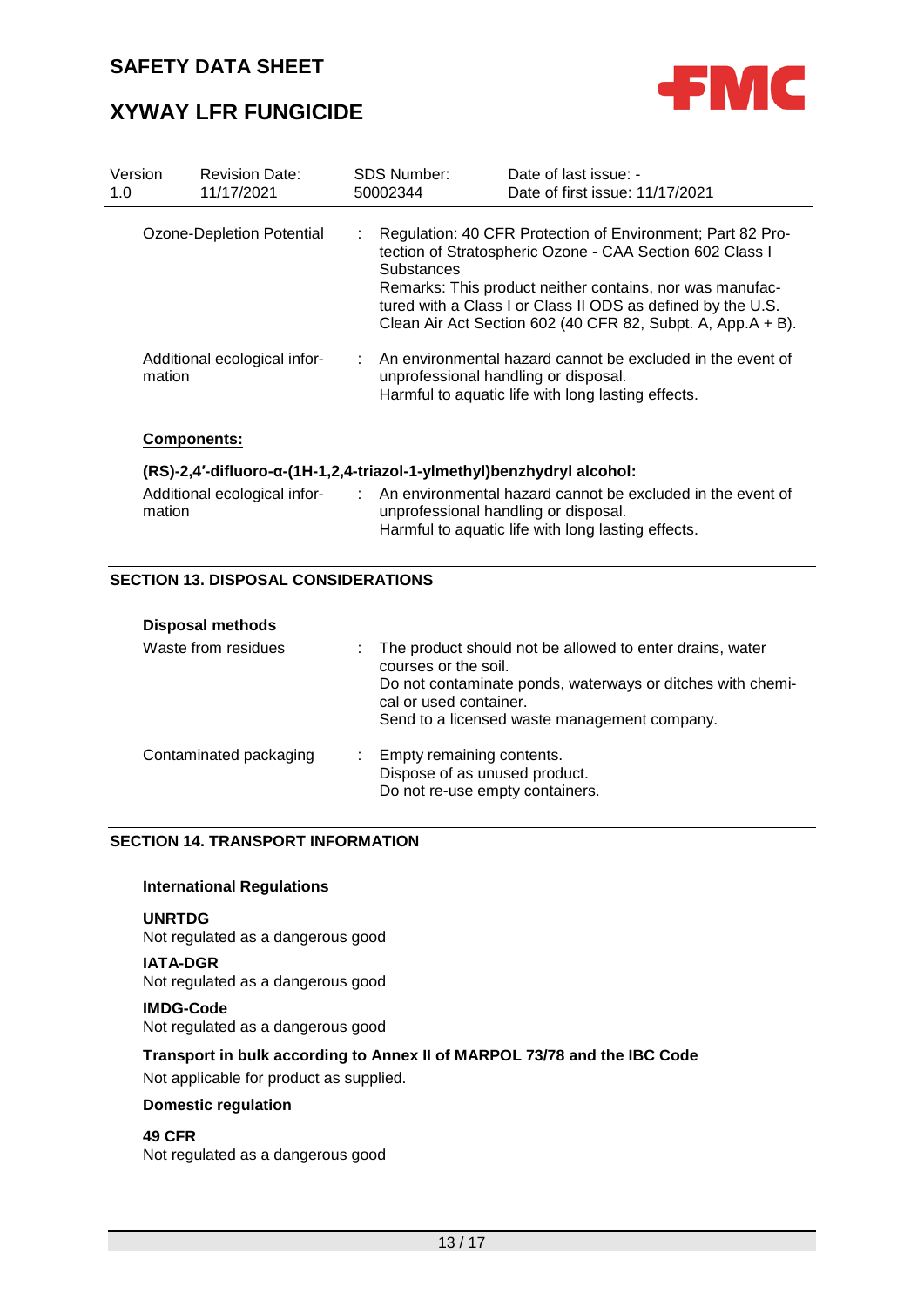| | | |
|---|---|---|
| Ozone-Depletion Potential | : | Regulation: 40 CFR Protection of Environment; Part 82 Protection of Stratospheric Ozone - CAA Section 602 Class I Substances<br>Remarks: This product neither contains, nor was manufactured with a Class I or Class II ODS as defined by the U.S. Clean Air Act Section 602 (40 CFR 82, Subpt. A, App.A + B). |
| Additional ecological information | : | An environmental hazard cannot be excluded in the event of unprofessional handling or disposal.<br>Harmful to aquatic life with long lasting effects. |

**Components:**

**(RS)-2,4′-difluoro-α-(1H-1,2,4-triazol-1-ylmethyl)benzhydryl alcohol:**

| | | |
|---|---|---|
| Additional ecological information | : | An environmental hazard cannot be excluded in the event of unprofessional handling or disposal.<br>Harmful to aquatic life with long lasting effects. |

## SECTION 13. DISPOSAL CONSIDERATIONS

**Disposal methods**

| | | |
|---|---|---|
| Waste from residues | : | The product should not be allowed to enter drains, water courses or the soil.<br>Do not contaminate ponds, waterways or ditches with chemical or used container.<br>Send to a licensed waste management company. |
| Contaminated packaging | : | Empty remaining contents.<br>Dispose of as unused product.<br>Do not re-use empty containers. |

## SECTION 14. TRANSPORT INFORMATION

**International Regulations**

**UNRTDG**
Not regulated as a dangerous good

**IATA-DGR**
Not regulated as a dangerous good

**IMDG-Code**
Not regulated as a dangerous good

**Transport in bulk according to Annex II of MARPOL 73/78 and the IBC Code**
Not applicable for product as supplied.

**Domestic regulation**

**49 CFR**
Not regulated as a dangerous good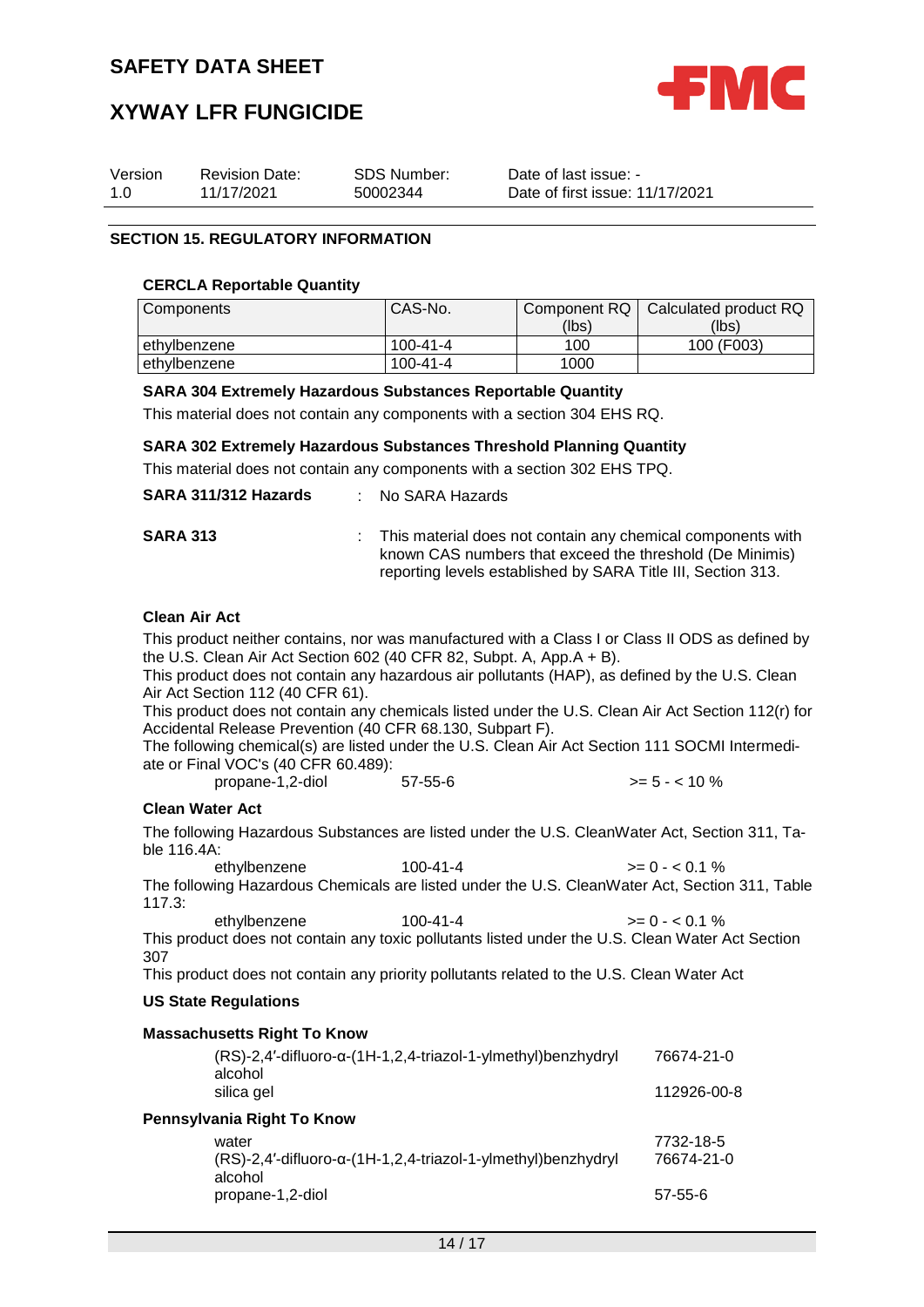## SECTION 15. REGULATORY INFORMATION

### CERCLA Reportable Quantity

| Components | CAS-No. | Component RQ (lbs) | Calculated product RQ (lbs) |
|---|---|---|---|
| ethylbenzene | 100-41-4 | 100 | 100 (F003) |
| ethylbenzene | 100-41-4 | 1000 | |

**SARA 304 Extremely Hazardous Substances Reportable Quantity**

This material does not contain any components with a section 304 EHS RQ.

**SARA 302 Extremely Hazardous Substances Threshold Planning Quantity**

This material does not contain any components with a section 302 EHS TPQ.

**SARA 311/312 Hazards** : No SARA Hazards

**SARA 313** : This material does not contain any chemical components with known CAS numbers that exceed the threshold (De Minimis) reporting levels established by SARA Title III, Section 313.

**Clean Air Act**

This product neither contains, nor was manufactured with a Class I or Class II ODS as defined by the U.S. Clean Air Act Section 602 (40 CFR 82, Subpt. A, App.A + B).

This product does not contain any hazardous air pollutants (HAP), as defined by the U.S. Clean Air Act Section 112 (40 CFR 61).

This product does not contain any chemicals listed under the U.S. Clean Air Act Section 112(r) for Accidental Release Prevention (40 CFR 68.130, Subpart F).

The following chemical(s) are listed under the U.S. Clean Air Act Section 111 SOCMI Intermediate or Final VOC's (40 CFR 60.489):

| | | |
|---|---|---|
| propane-1,2-diol | 57-55-6 | >= 5 - < 10 % |

**Clean Water Act**

The following Hazardous Substances are listed under the U.S. CleanWater Act, Section 311, Table 116.4A:

| | | |
|---|---|---|
| ethylbenzene | 100-41-4 | >= 0 - < 0.1 % |

The following Hazardous Chemicals are listed under the U.S. CleanWater Act, Section 311, Table 117.3:

| | | |
|---|---|---|
| ethylbenzene | 100-41-4 | >= 0 - < 0.1 % |

This product does not contain any toxic pollutants listed under the U.S. Clean Water Act Section 307

This product does not contain any priority pollutants related to the U.S. Clean Water Act

**US State Regulations**

**Massachusetts Right To Know**

| | |
|---|---|
| (RS)-2,4′-difluoro-α-(1H-1,2,4-triazol-1-ylmethyl)benzhydryl alcohol | 76674-21-0 |
| silica gel | 112926-00-8 |

**Pennsylvania Right To Know**

| | |
|---|---|
| water | 7732-18-5 |
| (RS)-2,4′-difluoro-α-(1H-1,2,4-triazol-1-ylmethyl)benzhydryl alcohol | 76674-21-0 |
| propane-1,2-diol | 57-55-6 |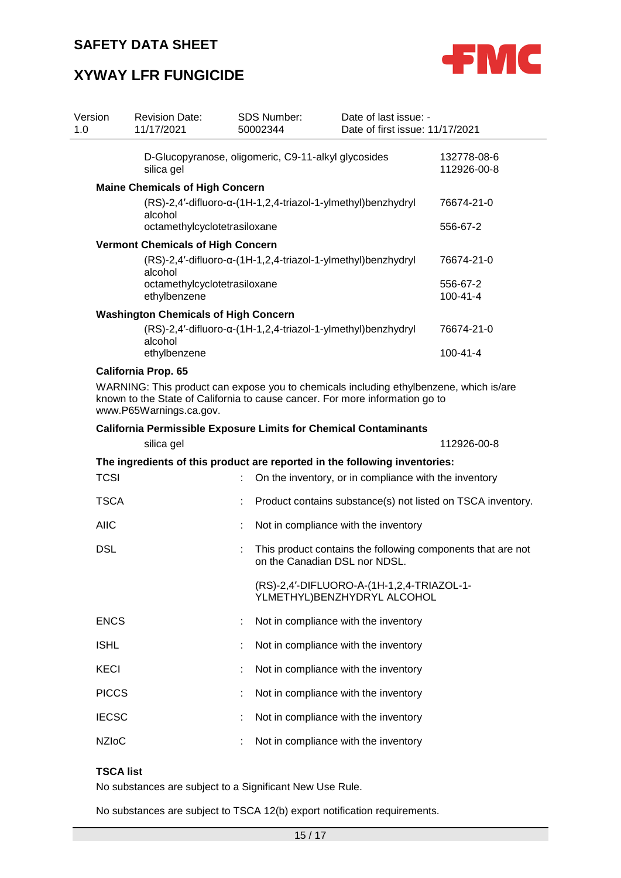| | |
|---|---|
| D-Glucopyranose, oligomeric, C9-11-alkyl glycosides | 132778-08-6 |
| silica gel | 112926-00-8 |

**Maine Chemicals of High Concern**

| | |
|---|---|
| (RS)-2,4′-difluoro-α-(1H-1,2,4-triazol-1-ylmethyl)benzhydryl alcohol | 76674-21-0 |
| octamethylcyclotetrasiloxane | 556-67-2 |

**Vermont Chemicals of High Concern**

| | |
|---|---|
| (RS)-2,4′-difluoro-α-(1H-1,2,4-triazol-1-ylmethyl)benzhydryl alcohol | 76674-21-0 |
| octamethylcyclotetrasiloxane | 556-67-2 |
| ethylbenzene | 100-41-4 |

**Washington Chemicals of High Concern**

| | |
|---|---|
| (RS)-2,4′-difluoro-α-(1H-1,2,4-triazol-1-ylmethyl)benzhydryl alcohol | 76674-21-0 |
| ethylbenzene | 100-41-4 |

**California Prop. 65**

WARNING: This product can expose you to chemicals including ethylbenzene, which is/are known to the State of California to cause cancer. For more information go to www.P65Warnings.ca.gov.

**California Permissible Exposure Limits for Chemical Contaminants**

| | |
|---|---|
| silica gel | 112926-00-8 |

**The ingredients of this product are reported in the following inventories:**

TCSI : On the inventory, or in compliance with the inventory

TSCA : Product contains substance(s) not listed on TSCA inventory.

AIIC : Not in compliance with the inventory

DSL : This product contains the following components that are not on the Canadian DSL nor NDSL.

(RS)-2,4′-DIFLUORO-A-(1H-1,2,4-TRIAZOL-1-YLMETHYL)BENZHYDRYL ALCOHOL

ENCS : Not in compliance with the inventory

ISHL : Not in compliance with the inventory

KECI : Not in compliance with the inventory

PICCS : Not in compliance with the inventory

IECSC : Not in compliance with the inventory

NZIoC : Not in compliance with the inventory

**TSCA list**

No substances are subject to a Significant New Use Rule.

No substances are subject to TSCA 12(b) export notification requirements.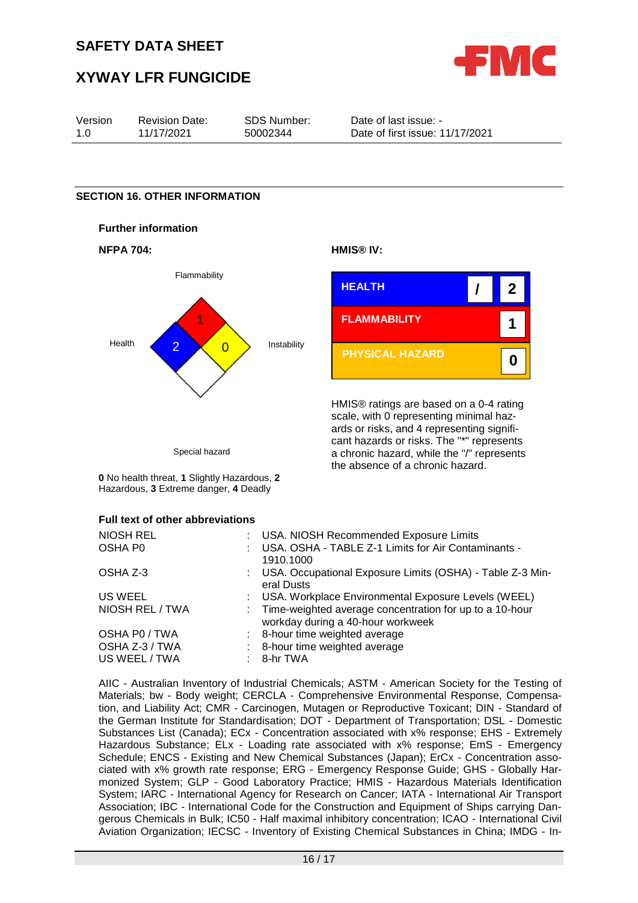## SECTION 16. OTHER INFORMATION

### Further information

**NFPA 704:**

Flammability: 1
Health: 2
Instability: 0
Special hazard

**0** No health threat, **1** Slightly Hazardous, **2** Hazardous, **3** Extreme danger, **4** Deadly

**HMIS® IV:**

| | | |
|---|---|---|
| HEALTH | / | 2 |
| FLAMMABILITY | | 1 |
| PHYSICAL HAZARD | | 0 |

HMIS® ratings are based on a 0-4 rating scale, with 0 representing minimal hazards or risks, and 4 representing significant hazards or risks. The "*" represents a chronic hazard, while the "/" represents the absence of a chronic hazard.

### Full text of other abbreviations

| | | |
|---|---|---|
| NIOSH REL | : | USA. NIOSH Recommended Exposure Limits |
| OSHA P0 | : | USA. OSHA - TABLE Z-1 Limits for Air Contaminants - 1910.1000 |
| OSHA Z-3 | : | USA. Occupational Exposure Limits (OSHA) - Table Z-3 Mineral Dusts |
| US WEEL | : | USA. Workplace Environmental Exposure Levels (WEEL) |
| NIOSH REL / TWA | : | Time-weighted average concentration for up to a 10-hour workday during a 40-hour workweek |
| OSHA P0 / TWA | : | 8-hour time weighted average |
| OSHA Z-3 / TWA | : | 8-hour time weighted average |
| US WEEL / TWA | : | 8-hr TWA |

AIIC - Australian Inventory of Industrial Chemicals; ASTM - American Society for the Testing of Materials; bw - Body weight; CERCLA - Comprehensive Environmental Response, Compensation, and Liability Act; CMR - Carcinogen, Mutagen or Reproductive Toxicant; DIN - Standard of the German Institute for Standardisation; DOT - Department of Transportation; DSL - Domestic Substances List (Canada); ECx - Concentration associated with x% response; EHS - Extremely Hazardous Substance; ELx - Loading rate associated with x% response; EmS - Emergency Schedule; ENCS - Existing and New Chemical Substances (Japan); ErCx - Concentration associated with x% growth rate response; ERG - Emergency Response Guide; GHS - Globally Harmonized System; GLP - Good Laboratory Practice; HMIS - Hazardous Materials Identification System; IARC - International Agency for Research on Cancer; IATA - International Air Transport Association; IBC - International Code for the Construction and Equipment of Ships carrying Dangerous Chemicals in Bulk; IC50 - Half maximal inhibitory concentration; ICAO - International Civil Aviation Organization; IECSC - Inventory of Existing Chemical Substances in China; IMDG - In-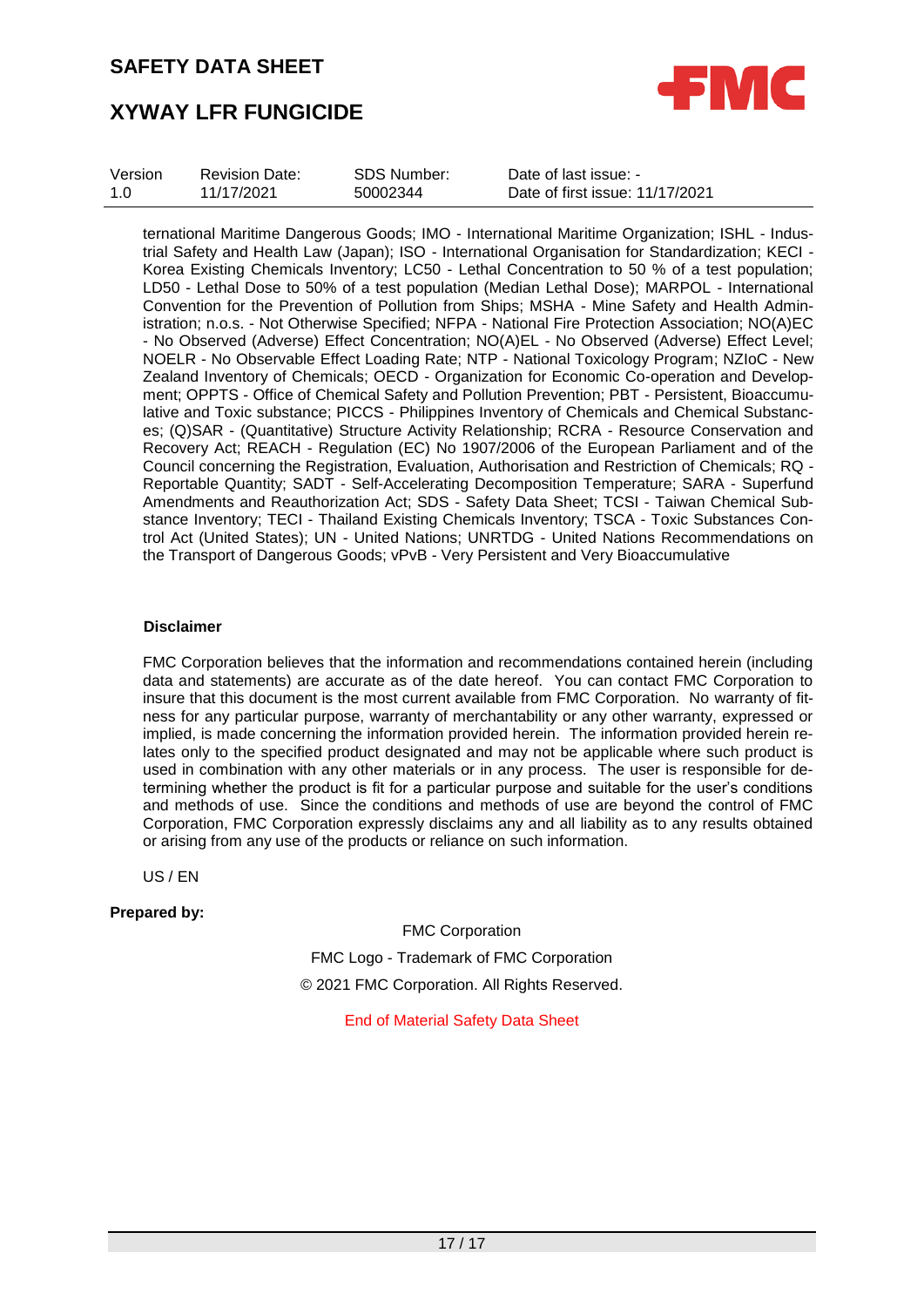ternational Maritime Dangerous Goods; IMO - International Maritime Organization; ISHL - Industrial Safety and Health Law (Japan); ISO - International Organisation for Standardization; KECI - Korea Existing Chemicals Inventory; LC50 - Lethal Concentration to 50 % of a test population; LD50 - Lethal Dose to 50% of a test population (Median Lethal Dose); MARPOL - International Convention for the Prevention of Pollution from Ships; MSHA - Mine Safety and Health Administration; n.o.s. - Not Otherwise Specified; NFPA - National Fire Protection Association; NO(A)EC - No Observed (Adverse) Effect Concentration; NO(A)EL - No Observed (Adverse) Effect Level; NOELR - No Observable Effect Loading Rate; NTP - National Toxicology Program; NZIoC - New Zealand Inventory of Chemicals; OECD - Organization for Economic Co-operation and Development; OPPTS - Office of Chemical Safety and Pollution Prevention; PBT - Persistent, Bioaccumulative and Toxic substance; PICCS - Philippines Inventory of Chemicals and Chemical Substances; (Q)SAR - (Quantitative) Structure Activity Relationship; RCRA - Resource Conservation and Recovery Act; REACH - Regulation (EC) No 1907/2006 of the European Parliament and of the Council concerning the Registration, Evaluation, Authorisation and Restriction of Chemicals; RQ - Reportable Quantity; SADT - Self-Accelerating Decomposition Temperature; SARA - Superfund Amendments and Reauthorization Act; SDS - Safety Data Sheet; TCSI - Taiwan Chemical Substance Inventory; TECI - Thailand Existing Chemicals Inventory; TSCA - Toxic Substances Control Act (United States); UN - United Nations; UNRTDG - United Nations Recommendations on the Transport of Dangerous Goods; vPvB - Very Persistent and Very Bioaccumulative

**Disclaimer**

FMC Corporation believes that the information and recommendations contained herein (including data and statements) are accurate as of the date hereof. You can contact FMC Corporation to insure that this document is the most current available from FMC Corporation. No warranty of fitness for any particular purpose, warranty of merchantability or any other warranty, expressed or implied, is made concerning the information provided herein. The information provided herein relates only to the specified product designated and may not be applicable where such product is used in combination with any other materials or in any process. The user is responsible for determining whether the product is fit for a particular purpose and suitable for the user's conditions and methods of use. Since the conditions and methods of use are beyond the control of FMC Corporation, FMC Corporation expressly disclaims any and all liability as to any results obtained or arising from any use of the products or reliance on such information.

US / EN

**Prepared by:**

FMC Corporation

FMC Logo - Trademark of FMC Corporation

© 2021 FMC Corporation. All Rights Reserved.

End of Material Safety Data Sheet